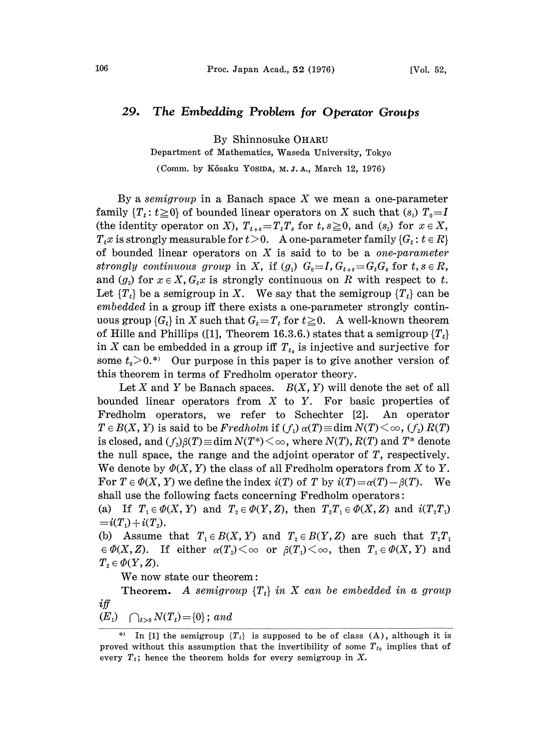# 29. *The Embedding Problem for Operator Groups*

By Shinnosuke OHARU

Department of Mathematics, Waseda University, Tokyo

(Comm. by Kôsaku YOSIDA, M. J. A., March 12, 1976)

By a *semigroup* in a Banach space $X$ we mean a one-parameter family $\{T_t : t \geqq 0\}$ of bounded linear operators on $X$ such that $(s_1)$ $T_0 = I$ (the identity operator on $X$), $T_{t+s} = T_t T_s$ for $t, s \geqq 0$, and $(s_2)$ for $x \in X$, $T_t x$ is strongly measurable for $t > 0$. A one-parameter family $\{G_t : t \in R\}$ of bounded linear operators on $X$ is said to to be a *one-parameter strongly continuous group* in $X$, if $(g_1)$ $G_0 = I$, $G_{t+s} = G_t G_s$ for $t, s \in R$, and $(g_2)$ for $x \in X$, $G_t x$ is strongly continuous on $R$ with respect to $t$. Let $\{T_t\}$ be a semigroup in $X$. We say that the semigroup $\{T_t\}$ can be *embedded* in a group iff there exists a one-parameter strongly continuous group $\{G_t\}$ in $X$ such that $G_t = T_t$ for $t \geqq 0$. A well-known theorem of Hille and Phillips ([1], Theorem 16.3.6.) states that a semigroup $\{T_t\}$ in $X$ can be embedded in a group iff $T_{t_0}$ is injective and surjective for some $t_0 > 0$.*) Our purpose in this paper is to give another version of this theorem in terms of Fredholm operator theory.

Let $X$ and $Y$ be Banach spaces. $B(X, Y)$ will denote the set of all bounded linear operators from $X$ to $Y$. For basic properties of Fredholm operators, we refer to Schechter [2]. An operator $T \in B(X, Y)$ is said to be *Fredholm* if $(f_1)$ $\alpha(T) \equiv \dim N(T) < \infty$, $(f_2)$ $R(T)$ is closed, and $(f_3)$ $\beta(T) \equiv \dim N(T^*) < \infty$, where $N(T)$, $R(T)$ and $T^*$ denote the null space, the range and the adjoint operator of $T$, respectively. We denote by $\Phi(X, Y)$ the class of all Fredholm operators from $X$ to $Y$. For $T \in \Phi(X, Y)$ we define the index $i(T)$ of $T$ by $i(T) = \alpha(T) - \beta(T)$. We shall use the following facts concerning Fredholm operators:

(a) If $T_1 \in \Phi(X, Y)$ and $T_2 \in \Phi(Y, Z)$, then $T_2 T_1 \in \Phi(X, Z)$ and $i(T_2 T_1) = i(T_1) + i(T_2)$.

(b) Assume that $T_1 \in B(X, Y)$ and $T_2 \in B(Y, Z)$ are such that $T_2 T_1 \in \Phi(X, Z)$. If either $\alpha(T_2) < \infty$ or $\beta(T_1) < \infty$, then $T_1 \in \Phi(X, Y)$ and $T_2 \in \Phi(Y, Z)$.

We now state our theorem:

**Theorem.** *A semigroup $\{T_t\}$ in $X$ can be embedded in a group iff*

$(E_1)$ $\bigcap_{t>0} N(T_t) = \{0\}$; *and*

---

*) In [1] the semigroup $\{T_t\}$ is supposed to be of class (A), although it is proved without this assumption that the invertibility of some $T_{t_0}$ implies that of every $T_t$; hence the theorem holds for every semigroup in $X$.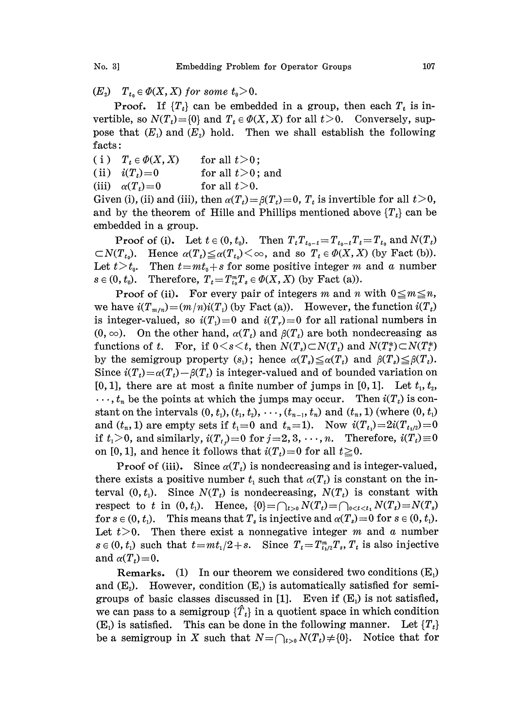($E_2$) $T_{t_0} \in \Phi(X, X)$ *for some* $t_0 > 0$.

**Proof.** If $\{T_t\}$ can be embedded in a group, then each $T_t$ is invertible, so $N(T_t) = \{0\}$ and $T_t \in \Phi(X, X)$ for all $t > 0$. Conversely, suppose that ($E_1$) and ($E_2$) hold. Then we shall establish the following facts:

( i ) $T_t \in \Phi(X, X)$ for all $t > 0$;
(ii) $i(T_t) = 0$ for all $t > 0$; and
(iii) $\alpha(T_t) = 0$ for all $t > 0$.

Given (i), (ii) and (iii), then $\alpha(T_t) = \beta(T_t) = 0$, $T_t$ is invertible for all $t > 0$, and by the theorem of Hille and Phillips mentioned above $\{T_t\}$ can be embedded in a group.

**Proof of (i).** Let $t \in (0, t_0)$. Then $T_t T_{t_0 - t} = T_{t_0 - t} T_t = T_{t_0}$ and $N(T_t) \subset N(T_{t_0})$. Hence $\alpha(T_t) \leqq \alpha(T_{t_0}) < \infty$, and so $T_t \in \Phi(X, X)$ (by Fact (b)). Let $t > t_0$. Then $t = mt_0 + s$ for some positive integer $m$ and a number $s \in (0, t_0)$. Therefore, $T_t = T_{t_0}^m T_s \in \Phi(X, X)$ (by Fact (a)).

**Proof of (ii).** For every pair of integers $m$ and $n$ with $0 \leqq m \leqq n$, we have $i(T_{m/n}) = (m/n) i(T_1)$ (by Fact (a)). However, the function $i(T_t)$ is integer-valued, so $i(T_1) = 0$ and $i(T_r) = 0$ for all rational numbers in $(0, \infty)$. On the other hand, $\alpha(T_t)$ and $\beta(T_t)$ are both nondecreasing as functions of $t$. For, if $0 < s < t$, then $N(T_s) \subset N(T_t)$ and $N(T_s^*) \subset N(T_t^*)$ by the semigroup property ($s_1$); hence $\alpha(T_s) \leqq \alpha(T_t)$ and $\beta(T_s) \leqq \beta(T_t)$. Since $i(T_t) = \alpha(T_t) - \beta(T_t)$ is integer-valued and of bounded variation on $[0, 1]$, there are at most a finite number of jumps in $[0, 1]$. Let $t_1, t_2, \cdots, t_n$ be the points at which the jumps may occur. Then $i(T_t)$ is constant on the intervals $(0, t_1), (t_1, t_2), \cdots, (t_{n-1}, t_n)$ and $(t_n, 1)$ (where $(0, t_1)$ and $(t_n, 1)$ are empty sets if $t_1 = 0$ and $t_n = 1$). Now $i(T_{t_1}) = 2i(T_{t_1/2}) = 0$ if $t_1 > 0$, and similarly, $i(T_{t_j}) = 0$ for $j = 2, 3, \cdots, n$. Therefore, $i(T_t) \equiv 0$ on $[0, 1]$, and hence it follows that $i(T_t) = 0$ for all $t \geqq 0$.

**Proof of (iii).** Since $\alpha(T_t)$ is nondecreasing and is integer-valued, there exists a positive number $t_1$ such that $\alpha(T_t)$ is constant on the interval $(0, t_1)$. Since $N(T_t)$ is nondecreasing, $N(T_t)$ is constant with respect to $t$ in $(0, t_1)$. Hence, $\{0\} = \bigcap_{t > 0} N(T_t) = \bigcap_{0 < t < t_1} N(T_t) = N(T_s)$ for $s \in (0, t_1)$. This means that $T_s$ is injective and $\alpha(T_s) = 0$ for $s \in (0, t_1)$. Let $t > 0$. Then there exist a nonnegative integer $m$ and a number $s \in (0, t_1)$ such that $t = mt_1/2 + s$. Since $T_t = T_{t_1/2}^m T_s$, $T_t$ is also injective and $\alpha(T_t) = 0$.

**Remarks.** (1) In our theorem we considered two conditions ($E_1$) and ($E_2$). However, condition ($E_1$) is automatically satisfied for semigroups of basic classes discussed in [1]. Even if ($E_1$) is not satisfied, we can pass to a semigroup $\{\hat{T}_t\}$ in a quotient space in which condition ($E_1$) is satisfied. This can be done in the following manner. Let $\{T_t\}$ be a semigroup in $X$ such that $N = \bigcap_{t > 0} N(T_t) \neq \{0\}$. Notice that for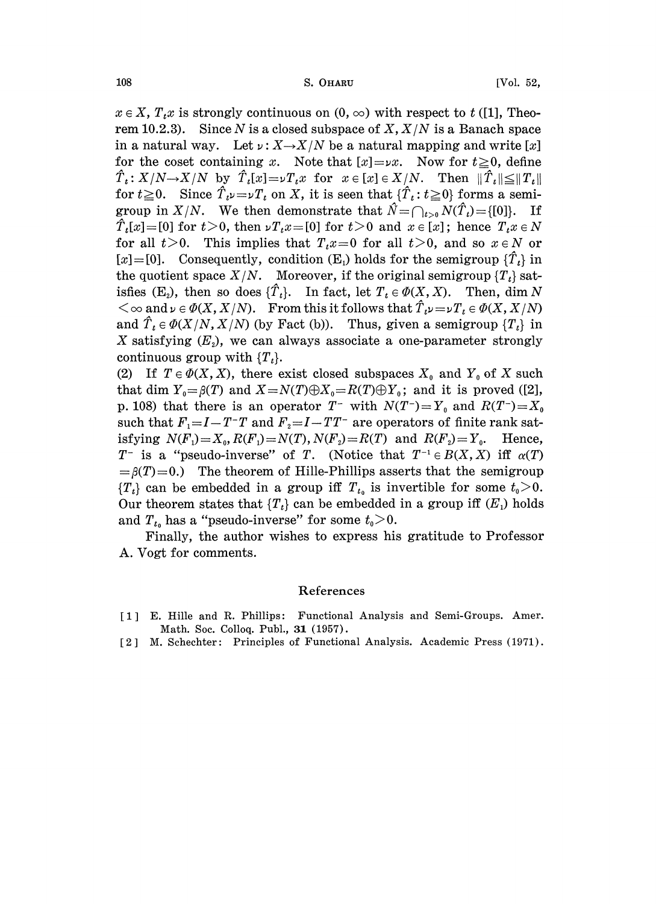$x \in X$, $T_t x$ is strongly continuous on $(0, \infty)$ with respect to $t$ ([1], Theorem 10.2.3). Since $N$ is a closed subspace of $X$, $X/N$ is a Banach space in a natural way. Let $\nu : X \to X/N$ be a natural mapping and write $[x]$ for the coset containing $x$. Note that $[x] = \nu x$. Now for $t \geqq 0$, define $\hat{T}_t : X/N \to X/N$ by $\hat{T}_t[x] = \nu T_t x$ for $x \in [x] \in X/N$. Then $\|\hat{T}_t\| \leqq \|T_t\|$ for $t \geqq 0$. Since $\hat{T}_t \nu = \nu T_t$ on $X$, it is seen that $\{\hat{T}_t : t \geqq 0\}$ forms a semigroup in $X/N$. We then demonstrate that $\hat{N} = \bigcap_{t>0} N(\hat{T}_t) = \{[0]\}$. If $\hat{T}_t[x] = [0]$ for $t > 0$, then $\nu T_t x = [0]$ for $t > 0$ and $x \in [x]$; hence $T_t x \in N$ for all $t > 0$. This implies that $T_t x = 0$ for all $t > 0$, and so $x \in N$ or $[x] = [0]$. Consequently, condition $(E_1)$ holds for the semigroup $\{\hat{T}_t\}$ in the quotient space $X/N$. Moreover, if the original semigroup $\{T_t\}$ satisfies $(E_2)$, then so does $\{\hat{T}_t\}$. In fact, let $T_t \in \Phi(X, X)$. Then, $\dim N < \infty$ and $\nu \in \Phi(X, X/N)$. From this it follows that $\hat{T}_t \nu = \nu T_t \in \Phi(X, X/N)$ and $\hat{T}_t \in \Phi(X/N, X/N)$ (by Fact (b)). Thus, given a semigroup $\{T_t\}$ in $X$ satisfying $(E_2)$, we can always associate a one-parameter strongly continuous group with $\{T_t\}$.

(2) If $T \in \Phi(X, X)$, there exist closed subspaces $X_0$ and $Y_0$ of $X$ such that $\dim Y_0 = \beta(T)$ and $X = N(T) \oplus X_0 = R(T) \oplus Y_0$; and it is proved ([2], p. 108) that there is an operator $T^-$ with $N(T^-) = Y_0$ and $R(T^-) = X_0$ such that $F_1 = I - T^- T$ and $F_2 = I - T T^-$ are operators of finite rank satisfying $N(F_1) = X_0$, $R(F_1) = N(T)$, $N(F_2) = R(T)$ and $R(F_2) = Y_0$. Hence, $T^-$ is a "pseudo-inverse" of $T$. (Notice that $T^{-1} \in B(X, X)$ iff $\alpha(T) = \beta(T) = 0$.) The theorem of Hille-Phillips asserts that the semigroup $\{T_t\}$ can be embedded in a group iff $T_{t_0}$ is invertible for some $t_0 > 0$. Our theorem states that $\{T_t\}$ can be embedded in a group iff $(E_1)$ holds and $T_{t_0}$ has a "pseudo-inverse" for some $t_0 > 0$.

Finally, the author wishes to express his gratitude to Professor A. Vogt for comments.

## References

[1] E. Hille and R. Phillips: Functional Analysis and Semi-Groups. Amer. Math. Soc. Colloq. Publ., **31** (1957).

[2] M. Schechter: Principles of Functional Analysis. Academic Press (1971).